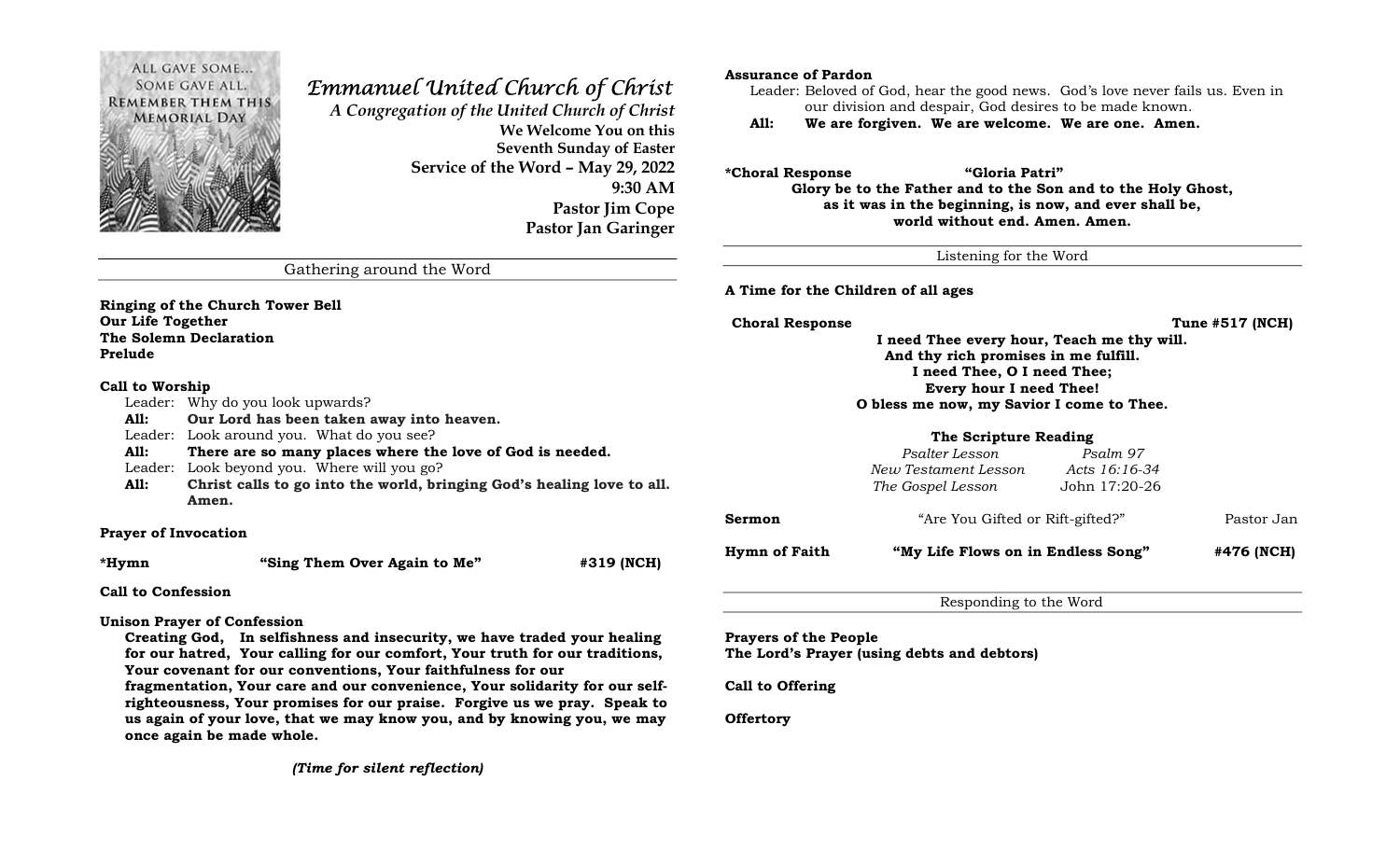# *Emmanuel United Church of Christ*

*A Congregation of the United Church of Christ*

**We Welcome You on this**
**Seventh Sunday of Easter**
**Service of the Word – May 29, 2022**
**9:30 AM**
**Pastor Jim Cope**
**Pastor Jan Garinger**

## Gathering around the Word

**Ringing of the Church Tower Bell**
**Our Life Together**
**The Solemn Declaration**
**Prelude**

**Call to Worship**

Leader: Why do you look upwards?
**All: Our Lord has been taken away into heaven.**
Leader: Look around you. What do you see?
**All: There are so many places where the love of God is needed.**
Leader: Look beyond you. Where will you go?
**All: Christ calls to go into the world, bringing God's healing love to all. Amen.**

**Prayer of Invocation**

**\*Hymn "Sing Them Over Again to Me" #319 (NCH)**

**Call to Confession**

**Unison Prayer of Confession**

**Creating God, In selfishness and insecurity, we have traded your healing for our hatred, Your calling for our comfort, Your truth for our traditions, Your covenant for our conventions, Your faithfulness for our fragmentation, Your care and our convenience, Your solidarity for our self-righteousness, Your promises for our praise. Forgive us we pray. Speak to us again of your love, that we may know you, and by knowing you, we may once again be made whole.**

***(Time for silent reflection)***

**Assurance of Pardon**

Leader: Beloved of God, hear the good news. God's love never fails us. Even in our division and despair, God desires to be made known.
**All: We are forgiven. We are welcome. We are one. Amen.**

**\*Choral Response "Gloria Patri"**

**Glory be to the Father and to the Son and to the Holy Ghost,**
**as it was in the beginning, is now, and ever shall be,**
**world without end. Amen. Amen.**

## Listening for the Word

**A Time for the Children of all ages**

**Choral Response Tune #517 (NCH)**

**I need Thee every hour, Teach me thy will.**
**And thy rich promises in me fulfill.**
**I need Thee, O I need Thee;**
**Every hour I need Thee!**
**O bless me now, my Savior I come to Thee.**

**The Scripture Reading**

| | |
|---|---|
| *Psalter Lesson* | *Psalm 97* |
| *New Testament Lesson* | *Acts 16:16-34* |
| *The Gospel Lesson* | John 17:20-26 |

**Sermon** "Are You Gifted or Rift-gifted?" Pastor Jan

**Hymn of Faith "My Life Flows on in Endless Song" #476 (NCH)**

## Responding to the Word

**Prayers of the People**
**The Lord's Prayer (using debts and debtors)**

**Call to Offering**

**Offertory**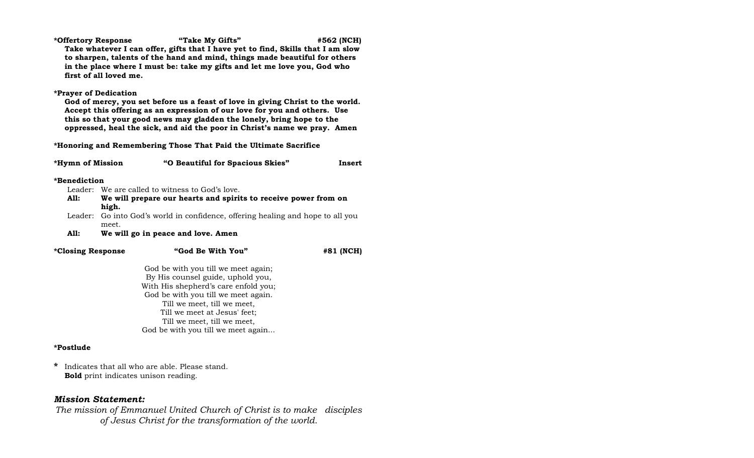**\*Offertory Response** **"Take My Gifts"** **#562 (NCH)**

**Take whatever I can offer, gifts that I have yet to find, Skills that I am slow to sharpen, talents of the hand and mind, things made beautiful for others in the place where I must be: take my gifts and let me love you, God who first of all loved me.**

**\*Prayer of Dedication**

**God of mercy, you set before us a feast of love in giving Christ to the world. Accept this offering as an expression of our love for you and others. Use this so that your good news may gladden the lonely, bring hope to the oppressed, heal the sick, and aid the poor in Christ's name we pray. Amen**

**\*Honoring and Remembering Those That Paid the Ultimate Sacrifice**

**\*Hymn of Mission** **"O Beautiful for Spacious Skies"** **Insert**

**\*Benediction**

Leader: We are called to witness to God's love.
**All: We will prepare our hearts and spirits to receive power from on high.**
Leader: Go into God's world in confidence, offering healing and hope to all you meet.
**All: We will go in peace and love. Amen**

**\*Closing Response** **"God Be With You"** **#81 (NCH)**

God be with you till we meet again;
By His counsel guide, uphold you,
With His shepherd's care enfold you;
God be with you till we meet again.
Till we meet, till we meet,
Till we meet at Jesus' feet;
Till we meet, till we meet,
God be with you till we meet again…

**\*Postlude**

**\*** Indicates that all who are able. Please stand.
**Bold** print indicates unison reading.

***Mission Statement:***

*The mission of Emmanuel United Church of Christ is to make disciples of Jesus Christ for the transformation of the world.*